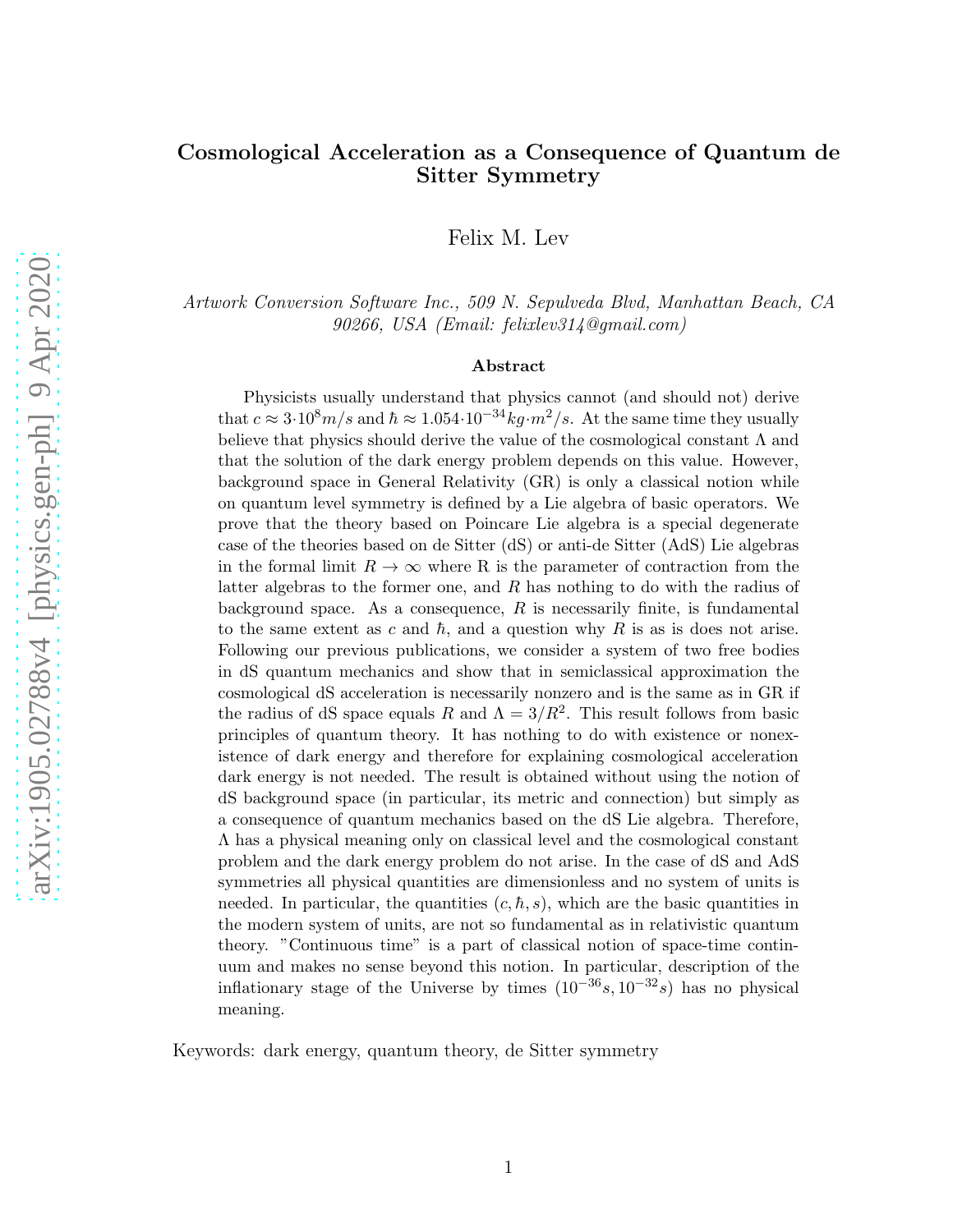# Cosmological Acceleration as a Consequence of Quantum de Sitter Symmetry

Felix M. Lev

*Artwork Conversion Software Inc., 509 N. Sepulveda Blvd, Manhattan Beach, CA 90266, USA (Email: felixlev314@gmail.com)*

## Abstract

Physicists usually understand that physics cannot (and should not) derive that $c \approx 3 \cdot 10^8 m/s$ and $\hbar \approx 1.054 \cdot 10^{-34} kg \cdot m^2/s$. At the same time they usually believe that physics should derive the value of the cosmological constant $\Lambda$ and that the solution of the dark energy problem depends on this value. However, background space in General Relativity (GR) is only a classical notion while on quantum level symmetry is defined by a Lie algebra of basic operators. We prove that the theory based on Poincare Lie algebra is a special degenerate case of the theories based on de Sitter (dS) or anti-de Sitter (AdS) Lie algebras in the formal limit $R \to \infty$ where R is the parameter of contraction from the latter algebras to the former one, and $R$ has nothing to do with the radius of background space. As a consequence, $R$ is necessarily finite, is fundamental to the same extent as $c$ and $\hbar$, and a question why $R$ is as is does not arise. Following our previous publications, we consider a system of two free bodies in dS quantum mechanics and show that in semiclassical approximation the cosmological dS acceleration is necessarily nonzero and is the same as in GR if the radius of dS space equals $R$ and $\Lambda = 3/R^2$. This result follows from basic principles of quantum theory. It has nothing to do with existence or nonexistence of dark energy and therefore for explaining cosmological acceleration dark energy is not needed. The result is obtained without using the notion of dS background space (in particular, its metric and connection) but simply as a consequence of quantum mechanics based on the dS Lie algebra. Therefore, $\Lambda$ has a physical meaning only on classical level and the cosmological constant problem and the dark energy problem do not arise. In the case of dS and AdS symmetries all physical quantities are dimensionless and no system of units is needed. In particular, the quantities $(c, \hbar, s)$, which are the basic quantities in the modern system of units, are not so fundamental as in relativistic quantum theory. "Continuous time" is a part of classical notion of space-time continuum and makes no sense beyond this notion. In particular, description of the inflationary stage of the Universe by times $(10^{-36}s, 10^{-32}s)$ has no physical meaning.

Keywords: dark energy, quantum theory, de Sitter symmetry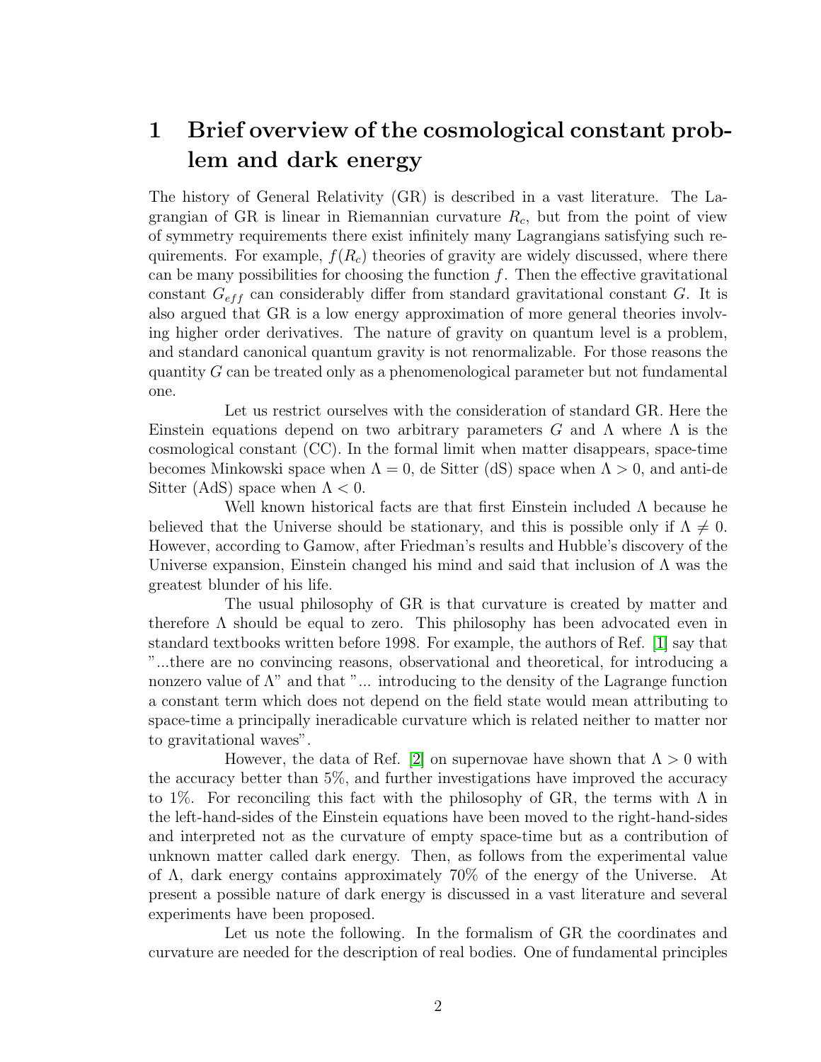# 1 Brief overview of the cosmological constant problem and dark energy

The history of General Relativity (GR) is described in a vast literature. The Lagrangian of GR is linear in Riemannian curvature $R_c$, but from the point of view of symmetry requirements there exist infinitely many Lagrangians satisfying such requirements. For example, $f(R_c)$ theories of gravity are widely discussed, where there can be many possibilities for choosing the function $f$. Then the effective gravitational constant $G_{eff}$ can considerably differ from standard gravitational constant $G$. It is also argued that GR is a low energy approximation of more general theories involving higher order derivatives. The nature of gravity on quantum level is a problem, and standard canonical quantum gravity is not renormalizable. For those reasons the quantity $G$ can be treated only as a phenomenological parameter but not fundamental one.

Let us restrict ourselves with the consideration of standard GR. Here the Einstein equations depend on two arbitrary parameters $G$ and $\Lambda$ where $\Lambda$ is the cosmological constant (CC). In the formal limit when matter disappears, space-time becomes Minkowski space when $\Lambda = 0$, de Sitter (dS) space when $\Lambda > 0$, and anti-de Sitter (AdS) space when $\Lambda < 0$.

Well known historical facts are that first Einstein included $\Lambda$ because he believed that the Universe should be stationary, and this is possible only if $\Lambda \neq 0$. However, according to Gamow, after Friedman's results and Hubble's discovery of the Universe expansion, Einstein changed his mind and said that inclusion of $\Lambda$ was the greatest blunder of his life.

The usual philosophy of GR is that curvature is created by matter and therefore $\Lambda$ should be equal to zero. This philosophy has been advocated even in standard textbooks written before 1998. For example, the authors of Ref. [1] say that "...there are no convincing reasons, observational and theoretical, for introducing a nonzero value of $\Lambda$" and that "... introducing to the density of the Lagrange function a constant term which does not depend on the field state would mean attributing to space-time a principally ineradicable curvature which is related neither to matter nor to gravitational waves".

However, the data of Ref. [2] on supernovae have shown that $\Lambda > 0$ with the accuracy better than 5%, and further investigations have improved the accuracy to 1%. For reconciling this fact with the philosophy of GR, the terms with $\Lambda$ in the left-hand-sides of the Einstein equations have been moved to the right-hand-sides and interpreted not as the curvature of empty space-time but as a contribution of unknown matter called dark energy. Then, as follows from the experimental value of $\Lambda$, dark energy contains approximately 70% of the energy of the Universe. At present a possible nature of dark energy is discussed in a vast literature and several experiments have been proposed.

Let us note the following. In the formalism of GR the coordinates and curvature are needed for the description of real bodies. One of fundamental principles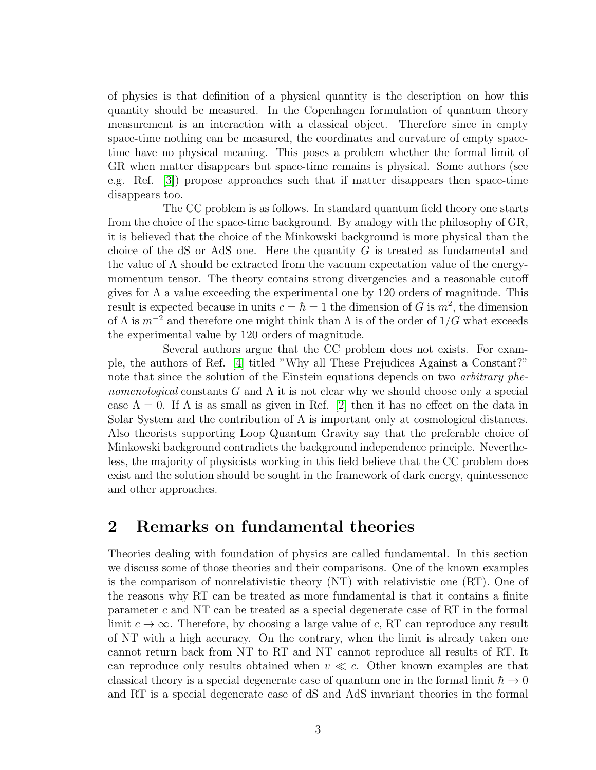of physics is that definition of a physical quantity is the description on how this quantity should be measured. In the Copenhagen formulation of quantum theory measurement is an interaction with a classical object. Therefore since in empty space-time nothing can be measured, the coordinates and curvature of empty space-time have no physical meaning. This poses a problem whether the formal limit of GR when matter disappears but space-time remains is physical. Some authors (see e.g. Ref. [3]) propose approaches such that if matter disappears then space-time disappears too.

The CC problem is as follows. In standard quantum field theory one starts from the choice of the space-time background. By analogy with the philosophy of GR, it is believed that the choice of the Minkowski background is more physical than the choice of the dS or AdS one. Here the quantity $G$ is treated as fundamental and the value of $\Lambda$ should be extracted from the vacuum expectation value of the energy-momentum tensor. The theory contains strong divergencies and a reasonable cutoff gives for $\Lambda$ a value exceeding the experimental one by 120 orders of magnitude. This result is expected because in units $c = \hbar = 1$ the dimension of $G$ is $m^2$, the dimension of $\Lambda$ is $m^{-2}$ and therefore one might think than $\Lambda$ is of the order of $1/G$ what exceeds the experimental value by 120 orders of magnitude.

Several authors argue that the CC problem does not exists. For example, the authors of Ref. [4] titled "Why all These Prejudices Against a Constant?" note that since the solution of the Einstein equations depends on two *arbitrary phenomenological* constants $G$ and $\Lambda$ it is not clear why we should choose only a special case $\Lambda = 0$. If $\Lambda$ is as small as given in Ref. [2] then it has no effect on the data in Solar System and the contribution of $\Lambda$ is important only at cosmological distances. Also theorists supporting Loop Quantum Gravity say that the preferable choice of Minkowski background contradicts the background independence principle. Nevertheless, the majority of physicists working in this field believe that the CC problem does exist and the solution should be sought in the framework of dark energy, quintessence and other approaches.

## 2 Remarks on fundamental theories

Theories dealing with foundation of physics are called fundamental. In this section we discuss some of those theories and their comparisons. One of the known examples is the comparison of nonrelativistic theory (NT) with relativistic one (RT). One of the reasons why RT can be treated as more fundamental is that it contains a finite parameter $c$ and NT can be treated as a special degenerate case of RT in the formal limit $c \to \infty$. Therefore, by choosing a large value of $c$, RT can reproduce any result of NT with a high accuracy. On the contrary, when the limit is already taken one cannot return back from NT to RT and NT cannot reproduce all results of RT. It can reproduce only results obtained when $v \ll c$. Other known examples are that classical theory is a special degenerate case of quantum one in the formal limit $\hbar \to 0$ and RT is a special degenerate case of dS and AdS invariant theories in the formal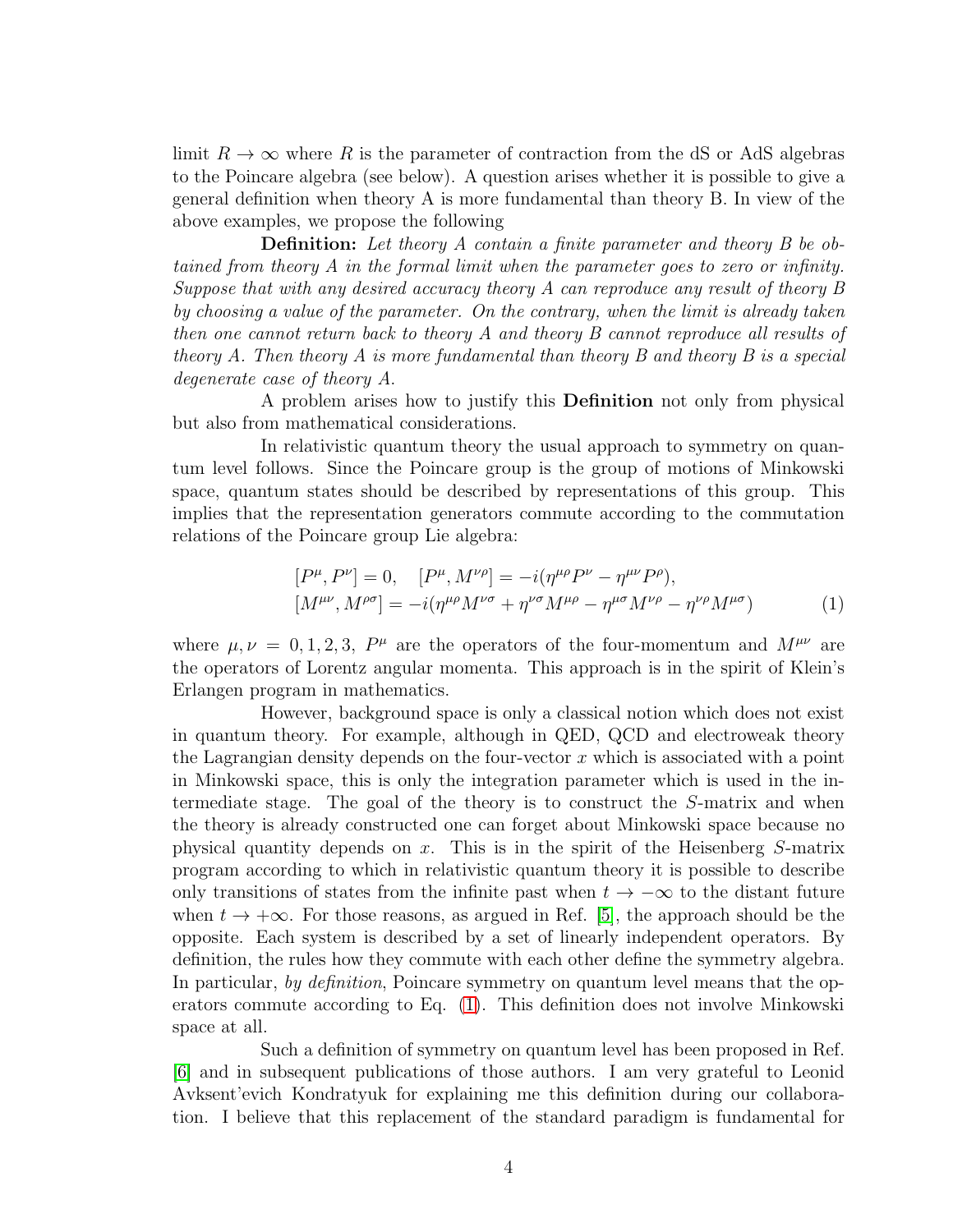limit $R \to \infty$ where $R$ is the parameter of contraction from the dS or AdS algebras to the Poincare algebra (see below). A question arises whether it is possible to give a general definition when theory A is more fundamental than theory B. In view of the above examples, we propose the following

**Definition:** *Let theory A contain a finite parameter and theory B be obtained from theory A in the formal limit when the parameter goes to zero or infinity. Suppose that with any desired accuracy theory A can reproduce any result of theory B by choosing a value of the parameter. On the contrary, when the limit is already taken then one cannot return back to theory A and theory B cannot reproduce all results of theory A. Then theory A is more fundamental than theory B and theory B is a special degenerate case of theory A.*

A problem arises how to justify this **Definition** not only from physical but also from mathematical considerations.

In relativistic quantum theory the usual approach to symmetry on quantum level follows. Since the Poincare group is the group of motions of Minkowski space, quantum states should be described by representations of this group. This implies that the representation generators commute according to the commutation relations of the Poincare group Lie algebra:

$$
\begin{aligned}
&[P^\mu, P^\nu] = 0, \quad [P^\mu, M^{\nu\rho}] = -i(\eta^{\mu\rho}P^\nu - \eta^{\mu\nu}P^\rho), \\
&[M^{\mu\nu}, M^{\rho\sigma}] = -i(\eta^{\mu\rho}M^{\nu\sigma} + \eta^{\nu\sigma}M^{\mu\rho} - \eta^{\mu\sigma}M^{\nu\rho} - \eta^{\nu\rho}M^{\mu\sigma})
\end{aligned}
\tag{1}
$$

where $\mu, \nu = 0, 1, 2, 3$, $P^\mu$ are the operators of the four-momentum and $M^{\mu\nu}$ are the operators of Lorentz angular momenta. This approach is in the spirit of Klein's Erlangen program in mathematics.

However, background space is only a classical notion which does not exist in quantum theory. For example, although in QED, QCD and electroweak theory the Lagrangian density depends on the four-vector $x$ which is associated with a point in Minkowski space, this is only the integration parameter which is used in the intermediate stage. The goal of the theory is to construct the $S$-matrix and when the theory is already constructed one can forget about Minkowski space because no physical quantity depends on $x$. This is in the spirit of the Heisenberg $S$-matrix program according to which in relativistic quantum theory it is possible to describe only transitions of states from the infinite past when $t \to -\infty$ to the distant future when $t \to +\infty$. For those reasons, as argued in Ref. [5], the approach should be the opposite. Each system is described by a set of linearly independent operators. By definition, the rules how they commute with each other define the symmetry algebra. In particular, *by definition*, Poincare symmetry on quantum level means that the operators commute according to Eq. (1). This definition does not involve Minkowski space at all.

Such a definition of symmetry on quantum level has been proposed in Ref. [6] and in subsequent publications of those authors. I am very grateful to Leonid Avksent'evich Kondratyuk for explaining me this definition during our collaboration. I believe that this replacement of the standard paradigm is fundamental for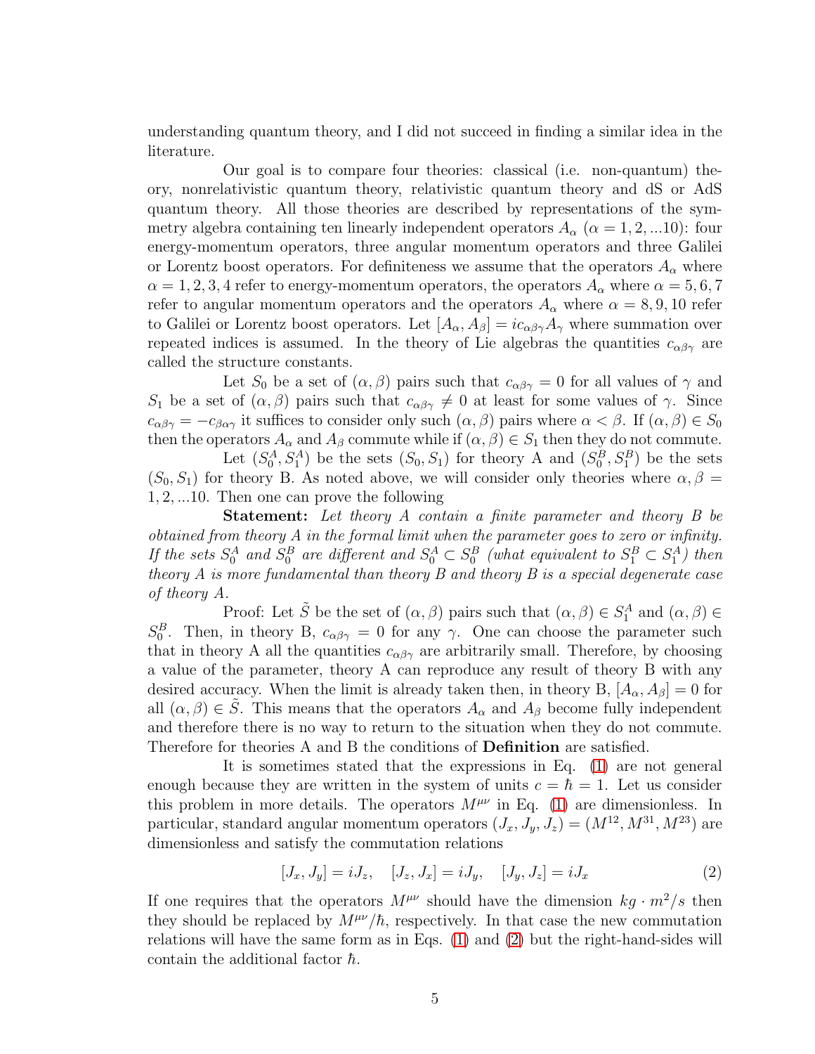understanding quantum theory, and I did not succeed in finding a similar idea in the literature.

Our goal is to compare four theories: classical (i.e. non-quantum) theory, nonrelativistic quantum theory, relativistic quantum theory and dS or AdS quantum theory. All those theories are described by representations of the symmetry algebra containing ten linearly independent operators $A_\alpha$ ($\alpha = 1, 2, ...10$): four energy-momentum operators, three angular momentum operators and three Galilei or Lorentz boost operators. For definiteness we assume that the operators $A_\alpha$ where $\alpha = 1, 2, 3, 4$ refer to energy-momentum operators, the operators $A_\alpha$ where $\alpha = 5, 6, 7$ refer to angular momentum operators and the operators $A_\alpha$ where $\alpha = 8, 9, 10$ refer to Galilei or Lorentz boost operators. Let $[A_\alpha, A_\beta] = ic_{\alpha\beta\gamma}A_\gamma$ where summation over repeated indices is assumed. In the theory of Lie algebras the quantities $c_{\alpha\beta\gamma}$ are called the structure constants.

Let $S_0$ be a set of $(\alpha, \beta)$ pairs such that $c_{\alpha\beta\gamma} = 0$ for all values of $\gamma$ and $S_1$ be a set of $(\alpha, \beta)$ pairs such that $c_{\alpha\beta\gamma} \neq 0$ at least for some values of $\gamma$. Since $c_{\alpha\beta\gamma} = -c_{\beta\alpha\gamma}$ it suffices to consider only such $(\alpha, \beta)$ pairs where $\alpha < \beta$. If $(\alpha, \beta) \in S_0$ then the operators $A_\alpha$ and $A_\beta$ commute while if $(\alpha, \beta) \in S_1$ then they do not commute.

Let $(S_0^A, S_1^A)$ be the sets $(S_0, S_1)$ for theory A and $(S_0^B, S_1^B)$ be the sets $(S_0, S_1)$ for theory B. As noted above, we will consider only theories where $\alpha, \beta = 1, 2, ...10$. Then one can prove the following

**Statement:** *Let theory A contain a finite parameter and theory B be obtained from theory A in the formal limit when the parameter goes to zero or infinity. If the sets $S_0^A$ and $S_0^B$ are different and $S_0^A \subset S_0^B$ (what equivalent to $S_1^B \subset S_1^A$) then theory A is more fundamental than theory B and theory B is a special degenerate case of theory A.*

Proof: Let $\tilde{S}$ be the set of $(\alpha, \beta)$ pairs such that $(\alpha, \beta) \in S_1^A$ and $(\alpha, \beta) \in S_0^B$. Then, in theory B, $c_{\alpha\beta\gamma} = 0$ for any $\gamma$. One can choose the parameter such that in theory A all the quantities $c_{\alpha\beta\gamma}$ are arbitrarily small. Therefore, by choosing a value of the parameter, theory A can reproduce any result of theory B with any desired accuracy. When the limit is already taken then, in theory B, $[A_\alpha, A_\beta] = 0$ for all $(\alpha, \beta) \in \tilde{S}$. This means that the operators $A_\alpha$ and $A_\beta$ become fully independent and therefore there is no way to return to the situation when they do not commute. Therefore for theories A and B the conditions of **Definition** are satisfied.

It is sometimes stated that the expressions in Eq. (1) are not general enough because they are written in the system of units $c = \hbar = 1$. Let us consider this problem in more details. The operators $M^{\mu\nu}$ in Eq. (1) are dimensionless. In particular, standard angular momentum operators $(J_x, J_y, J_z) = (M^{12}, M^{31}, M^{23})$ are dimensionless and satisfy the commutation relations

$$[J_x, J_y] = iJ_z, \quad [J_z, J_x] = iJ_y, \quad [J_y, J_z] = iJ_x \tag{2}$$

If one requires that the operators $M^{\mu\nu}$ should have the dimension $kg \cdot m^2/s$ then they should be replaced by $M^{\mu\nu}/\hbar$, respectively. In that case the new commutation relations will have the same form as in Eqs. (1) and (2) but the right-hand-sides will contain the additional factor $\hbar$.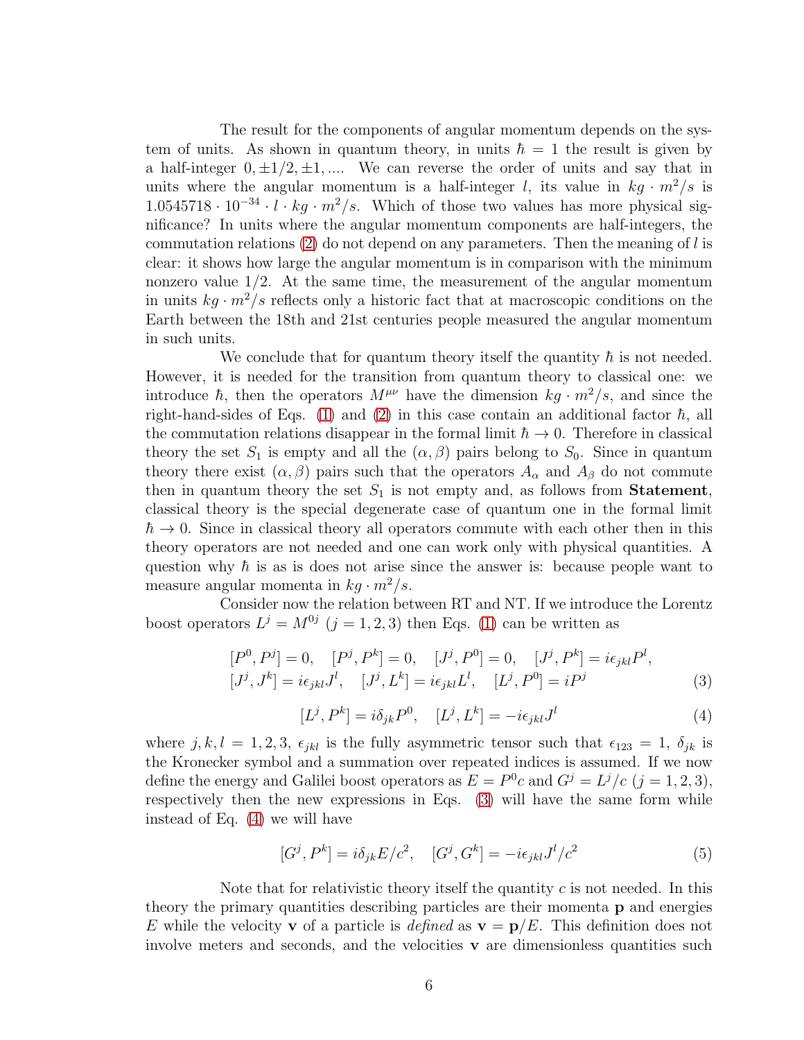The result for the components of angular momentum depends on the system of units. As shown in quantum theory, in units $\hbar = 1$ the result is given by a half-integer $0, \pm 1/2, \pm 1, ....$ We can reverse the order of units and say that in units where the angular momentum is a half-integer $l$, its value in $kg \cdot m^2/s$ is $1.0545718 \cdot 10^{-34} \cdot l \cdot kg \cdot m^2/s$. Which of those two values has more physical significance? In units where the angular momentum components are half-integers, the commutation relations (2) do not depend on any parameters. Then the meaning of $l$ is clear: it shows how large the angular momentum is in comparison with the minimum nonzero value 1/2. At the same time, the measurement of the angular momentum in units $kg \cdot m^2/s$ reflects only a historic fact that at macroscopic conditions on the Earth between the 18th and 21st centuries people measured the angular momentum in such units.

We conclude that for quantum theory itself the quantity $\hbar$ is not needed. However, it is needed for the transition from quantum theory to classical one: we introduce $\hbar$, then the operators $M^{\mu\nu}$ have the dimension $kg \cdot m^2/s$, and since the right-hand-sides of Eqs. (1) and (2) in this case contain an additional factor $\hbar$, all the commutation relations disappear in the formal limit $\hbar \to 0$. Therefore in classical theory the set $S_1$ is empty and all the $(\alpha, \beta)$ pairs belong to $S_0$. Since in quantum theory there exist $(\alpha, \beta)$ pairs such that the operators $A_\alpha$ and $A_\beta$ do not commute then in quantum theory the set $S_1$ is not empty and, as follows from **Statement**, classical theory is the special degenerate case of quantum one in the formal limit $\hbar \to 0$. Since in classical theory all operators commute with each other then in this theory operators are not needed and one can work only with physical quantities. A question why $\hbar$ is as is does not arise since the answer is: because people want to measure angular momenta in $kg \cdot m^2/s$.

Consider now the relation between RT and NT. If we introduce the Lorentz boost operators $L^j = M^{0j}$ $(j = 1, 2, 3)$ then Eqs. (1) can be written as

$$[P^0, P^j] = 0, \quad [P^j, P^k] = 0, \quad [J^j, P^0] = 0, \quad [J^j, P^k] = i\epsilon_{jkl}P^l,$$
$$[J^j, J^k] = i\epsilon_{jkl}J^l, \quad [J^j, L^k] = i\epsilon_{jkl}L^l, \quad [L^j, P^0] = iP^j \tag{3}$$

$$[L^j, P^k] = i\delta_{jk}P^0, \quad [L^j, L^k] = -i\epsilon_{jkl}J^l \tag{4}$$

where $j, k, l = 1, 2, 3$, $\epsilon_{jkl}$ is the fully asymmetric tensor such that $\epsilon_{123} = 1$, $\delta_{jk}$ is the Kronecker symbol and a summation over repeated indices is assumed. If we now define the energy and Galilei boost operators as $E = P^0 c$ and $G^j = L^j/c$ $(j = 1, 2, 3)$, respectively then the new expressions in Eqs. (3) will have the same form while instead of Eq. (4) we will have

$$[G^j, P^k] = i\delta_{jk}E/c^2, \quad [G^j, G^k] = -i\epsilon_{jkl}J^l/c^2 \tag{5}$$

Note that for relativistic theory itself the quantity $c$ is not needed. In this theory the primary quantities describing particles are their momenta $\mathbf{p}$ and energies $E$ while the velocity $\mathbf{v}$ of a particle is *defined* as $\mathbf{v} = \mathbf{p}/E$. This definition does not involve meters and seconds, and the velocities $\mathbf{v}$ are dimensionless quantities such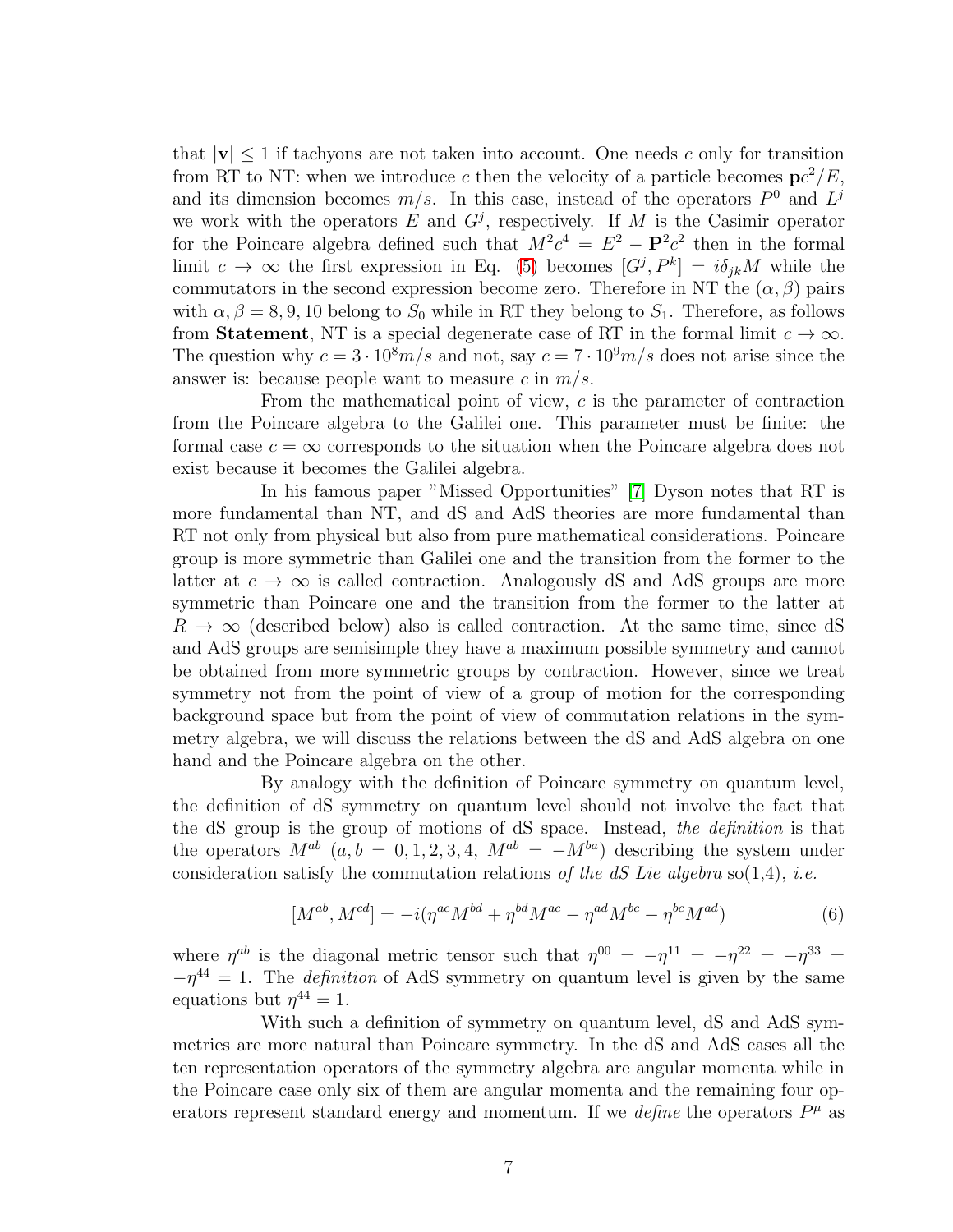that $|\mathbf{v}| \leq 1$ if tachyons are not taken into account. One needs $c$ only for transition from RT to NT: when we introduce $c$ then the velocity of a particle becomes $\mathbf{p}c^2/E$, and its dimension becomes $m/s$. In this case, instead of the operators $P^0$ and $L^j$ we work with the operators $E$ and $G^j$, respectively. If $M$ is the Casimir operator for the Poincare algebra defined such that $M^2c^4 = E^2 - \mathbf{P}^2c^2$ then in the formal limit $c \to \infty$ the first expression in Eq. (5) becomes $[G^j, P^k] = i\delta_{jk}M$ while the commutators in the second expression become zero. Therefore in NT the $(\alpha, \beta)$ pairs with $\alpha, \beta = 8, 9, 10$ belong to $S_0$ while in RT they belong to $S_1$. Therefore, as follows from **Statement**, NT is a special degenerate case of RT in the formal limit $c \to \infty$. The question why $c = 3 \cdot 10^8 m/s$ and not, say $c = 7 \cdot 10^9 m/s$ does not arise since the answer is: because people want to measure $c$ in $m/s$.

From the mathematical point of view, $c$ is the parameter of contraction from the Poincare algebra to the Galilei one. This parameter must be finite: the formal case $c = \infty$ corresponds to the situation when the Poincare algebra does not exist because it becomes the Galilei algebra.

In his famous paper "Missed Opportunities" [7] Dyson notes that RT is more fundamental than NT, and dS and AdS theories are more fundamental than RT not only from physical but also from pure mathematical considerations. Poincare group is more symmetric than Galilei one and the transition from the former to the latter at $c \to \infty$ is called contraction. Analogously dS and AdS groups are more symmetric than Poincare one and the transition from the former to the latter at $R \to \infty$ (described below) also is called contraction. At the same time, since dS and AdS groups are semisimple they have a maximum possible symmetry and cannot be obtained from more symmetric groups by contraction. However, since we treat symmetry not from the point of view of a group of motion for the corresponding background space but from the point of view of commutation relations in the symmetry algebra, we will discuss the relations between the dS and AdS algebra on one hand and the Poincare algebra on the other.

By analogy with the definition of Poincare symmetry on quantum level, the definition of dS symmetry on quantum level should not involve the fact that the dS group is the group of motions of dS space. Instead, *the definition* is that the operators $M^{ab}$ $(a, b = 0, 1, 2, 3, 4,\ M^{ab} = -M^{ba})$ describing the system under consideration satisfy the commutation relations *of the dS Lie algebra* so(1,4), *i.e.*

$$[M^{ab}, M^{cd}] = -i(\eta^{ac}M^{bd} + \eta^{bd}M^{ac} - \eta^{ad}M^{bc} - \eta^{bc}M^{ad}) \tag{6}$$

where $\eta^{ab}$ is the diagonal metric tensor such that $\eta^{00} = -\eta^{11} = -\eta^{22} = -\eta^{33} = -\eta^{44} = 1$. The *definition* of AdS symmetry on quantum level is given by the same equations but $\eta^{44} = 1$.

With such a definition of symmetry on quantum level, dS and AdS symmetries are more natural than Poincare symmetry. In the dS and AdS cases all the ten representation operators of the symmetry algebra are angular momenta while in the Poincare case only six of them are angular momenta and the remaining four operators represent standard energy and momentum. If we *define* the operators $P^\mu$ as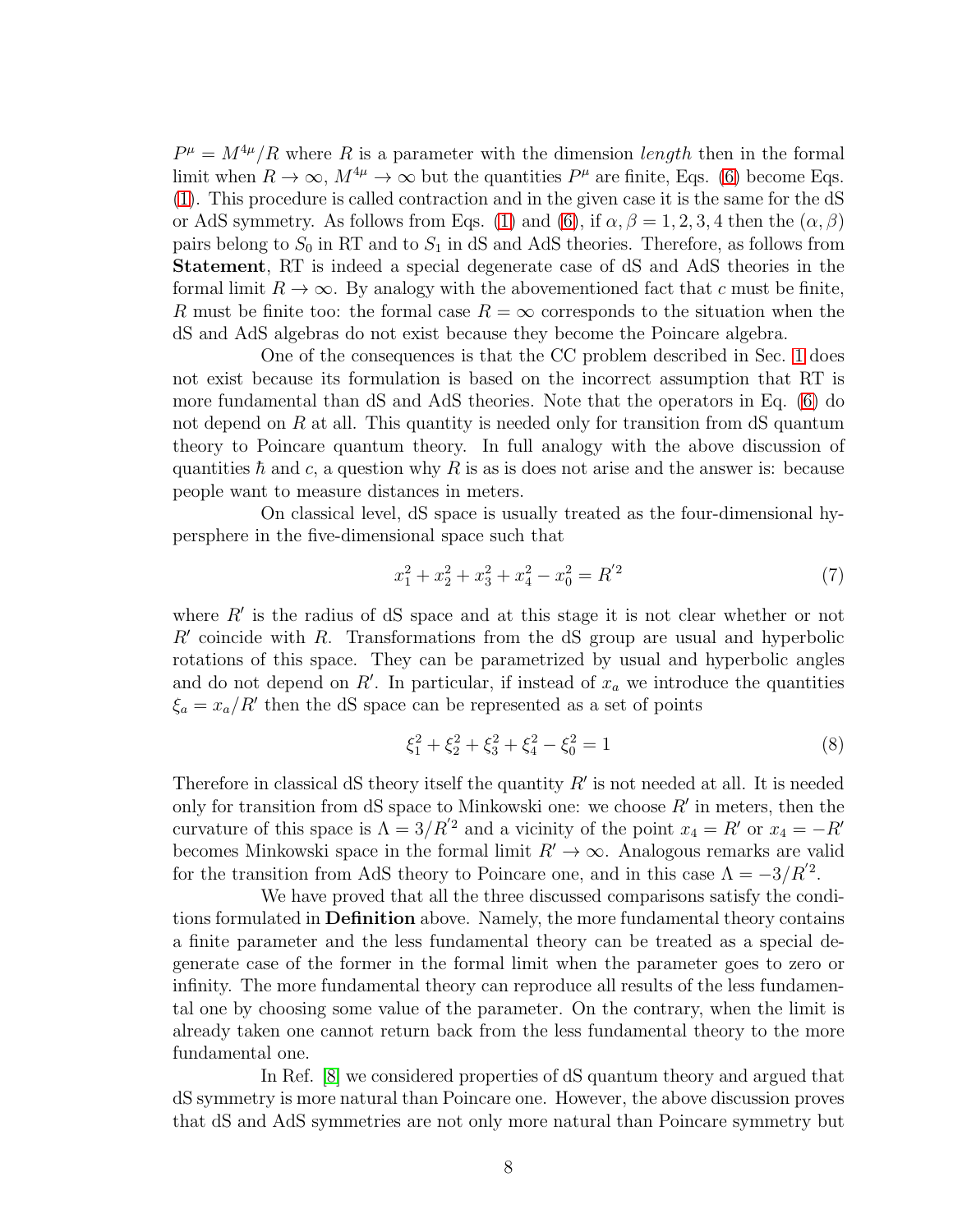$P^\mu = M^{4\mu}/R$ where $R$ is a parameter with the dimension *length* then in the formal limit when $R \to \infty$, $M^{4\mu} \to \infty$ but the quantities $P^\mu$ are finite, Eqs. (6) become Eqs. (1). This procedure is called contraction and in the given case it is the same for the dS or AdS symmetry. As follows from Eqs. (1) and (6), if $\alpha, \beta = 1, 2, 3, 4$ then the $(\alpha, \beta)$ pairs belong to $S_0$ in RT and to $S_1$ in dS and AdS theories. Therefore, as follows from **Statement**, RT is indeed a special degenerate case of dS and AdS theories in the formal limit $R \to \infty$. By analogy with the abovementioned fact that $c$ must be finite, $R$ must be finite too: the formal case $R = \infty$ corresponds to the situation when the dS and AdS algebras do not exist because they become the Poincare algebra.

One of the consequences is that the CC problem described in Sec. 1 does not exist because its formulation is based on the incorrect assumption that RT is more fundamental than dS and AdS theories. Note that the operators in Eq. (6) do not depend on $R$ at all. This quantity is needed only for transition from dS quantum theory to Poincare quantum theory. In full analogy with the above discussion of quantities $\hbar$ and $c$, a question why $R$ is as is does not arise and the answer is: because people want to measure distances in meters.

On classical level, dS space is usually treated as the four-dimensional hypersphere in the five-dimensional space such that

$$x_1^2 + x_2^2 + x_3^2 + x_4^2 - x_0^2 = R^{'2} \tag{7}$$

where $R'$ is the radius of dS space and at this stage it is not clear whether or not $R'$ coincide with $R$. Transformations from the dS group are usual and hyperbolic rotations of this space. They can be parametrized by usual and hyperbolic angles and do not depend on $R'$. In particular, if instead of $x_a$ we introduce the quantities $\xi_a = x_a/R'$ then the dS space can be represented as a set of points

$$\xi_1^2 + \xi_2^2 + \xi_3^2 + \xi_4^2 - \xi_0^2 = 1 \tag{8}$$

Therefore in classical dS theory itself the quantity $R'$ is not needed at all. It is needed only for transition from dS space to Minkowski one: we choose $R'$ in meters, then the curvature of this space is $\Lambda = 3/R^{'2}$ and a vicinity of the point $x_4 = R'$ or $x_4 = -R'$ becomes Minkowski space in the formal limit $R' \to \infty$. Analogous remarks are valid for the transition from AdS theory to Poincare one, and in this case $\Lambda = -3/R^{'2}$.

We have proved that all the three discussed comparisons satisfy the conditions formulated in **Definition** above. Namely, the more fundamental theory contains a finite parameter and the less fundamental theory can be treated as a special degenerate case of the former in the formal limit when the parameter goes to zero or infinity. The more fundamental theory can reproduce all results of the less fundamental one by choosing some value of the parameter. On the contrary, when the limit is already taken one cannot return back from the less fundamental theory to the more fundamental one.

In Ref. [8] we considered properties of dS quantum theory and argued that dS symmetry is more natural than Poincare one. However, the above discussion proves that dS and AdS symmetries are not only more natural than Poincare symmetry but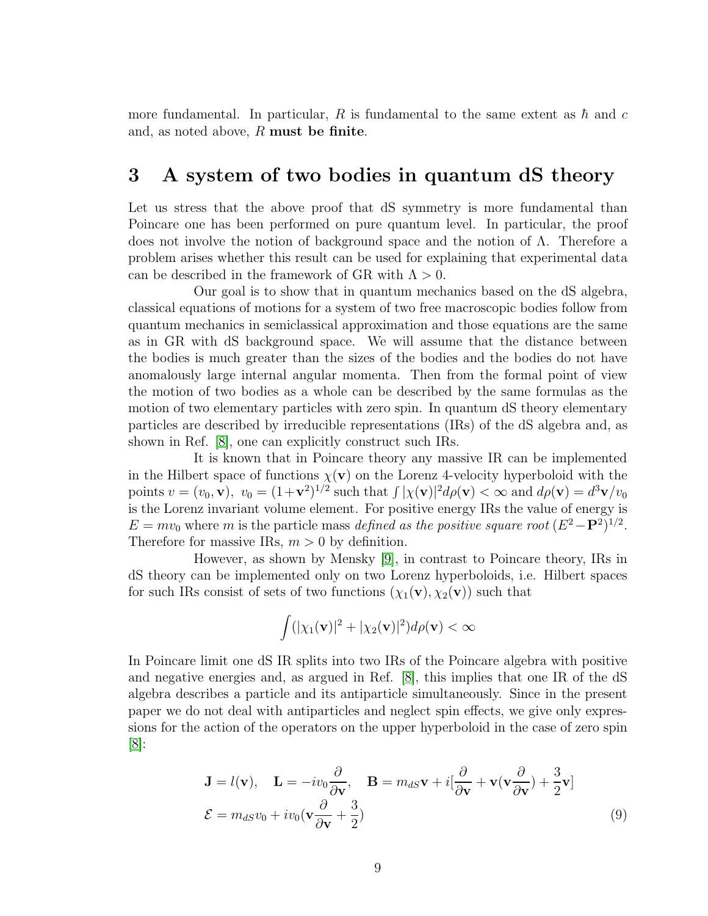more fundamental. In particular, $R$ is fundamental to the same extent as $\hbar$ and $c$ and, as noted above, $R$ **must be finite**.

## 3 A system of two bodies in quantum dS theory

Let us stress that the above proof that dS symmetry is more fundamental than Poincare one has been performed on pure quantum level. In particular, the proof does not involve the notion of background space and the notion of $\Lambda$. Therefore a problem arises whether this result can be used for explaining that experimental data can be described in the framework of GR with $\Lambda > 0$.

Our goal is to show that in quantum mechanics based on the dS algebra, classical equations of motions for a system of two free macroscopic bodies follow from quantum mechanics in semiclassical approximation and those equations are the same as in GR with dS background space. We will assume that the distance between the bodies is much greater than the sizes of the bodies and the bodies do not have anomalously large internal angular momenta. Then from the formal point of view the motion of two bodies as a whole can be described by the same formulas as the motion of two elementary particles with zero spin. In quantum dS theory elementary particles are described by irreducible representations (IRs) of the dS algebra and, as shown in Ref. [8], one can explicitly construct such IRs.

It is known that in Poincare theory any massive IR can be implemented in the Hilbert space of functions $\chi(\mathbf{v})$ on the Lorenz 4-velocity hyperboloid with the points $v = (v_0, \mathbf{v}),\ v_0 = (1+\mathbf{v}^2)^{1/2}$ such that $\int |\chi(\mathbf{v})|^2 d\rho(\mathbf{v}) < \infty$ and $d\rho(\mathbf{v}) = d^3\mathbf{v}/v_0$ is the Lorentz invariant volume element. For positive energy IRs the value of energy is $E = mv_0$ where $m$ is the particle mass *defined as the positive square root* $(E^2 - \mathbf{P}^2)^{1/2}$. Therefore for massive IRs, $m > 0$ by definition.

However, as shown by Mensky [9], in contrast to Poincare theory, IRs in dS theory can be implemented only on two Lorenz hyperboloids, i.e. Hilbert spaces for such IRs consist of sets of two functions $(\chi_1(\mathbf{v}), \chi_2(\mathbf{v}))$ such that

$$\int (|\chi_1(\mathbf{v})|^2 + |\chi_2(\mathbf{v})|^2) d\rho(\mathbf{v}) < \infty$$

In Poincare limit one dS IR splits into two IRs of the Poincare algebra with positive and negative energies and, as argued in Ref. [8], this implies that one IR of the dS algebra describes a particle and its antiparticle simultaneously. Since in the present paper we do not deal with antiparticles and neglect spin effects, we give only expressions for the action of the operators on the upper hyperboloid in the case of zero spin [8]:

$$\mathbf{J} = l(\mathbf{v}), \quad \mathbf{L} = -iv_0\frac{\partial}{\partial \mathbf{v}}, \quad \mathbf{B} = m_{dS}\mathbf{v} + i[\frac{\partial}{\partial \mathbf{v}} + \mathbf{v}(\mathbf{v}\frac{\partial}{\partial \mathbf{v}}) + \frac{3}{2}\mathbf{v}]$$
$$\mathcal{E} = m_{dS}v_0 + iv_0(\mathbf{v}\frac{\partial}{\partial \mathbf{v}} + \frac{3}{2}) \tag{9}$$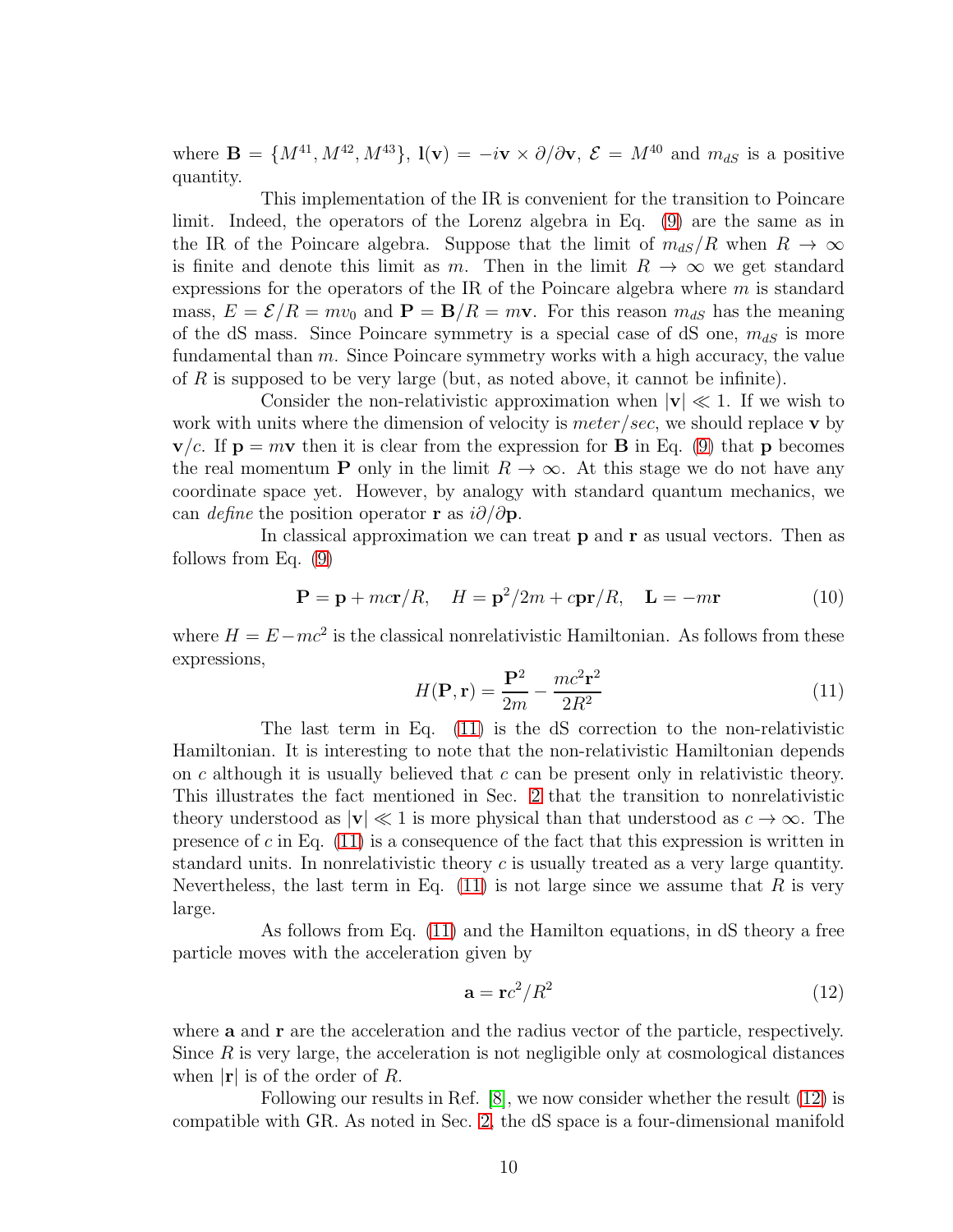where $\mathbf{B} = \{M^{41}, M^{42}, M^{43}\}$, $\mathbf{l}(\mathbf{v}) = -i\mathbf{v} \times \partial/\partial\mathbf{v}$, $\mathcal{E} = M^{40}$ and $m_{dS}$ is a positive quantity.

This implementation of the IR is convenient for the transition to Poincare limit. Indeed, the operators of the Lorenz algebra in Eq. (9) are the same as in the IR of the Poincare algebra. Suppose that the limit of $m_{dS}/R$ when $R \to \infty$ is finite and denote this limit as $m$. Then in the limit $R \to \infty$ we get standard expressions for the operators of the IR of the Poincare algebra where $m$ is standard mass, $E = \mathcal{E}/R = mv_0$ and $\mathbf{P} = \mathbf{B}/R = m\mathbf{v}$. For this reason $m_{dS}$ has the meaning of the dS mass. Since Poincare symmetry is a special case of dS one, $m_{dS}$ is more fundamental than $m$. Since Poincare symmetry works with a high accuracy, the value of $R$ is supposed to be very large (but, as noted above, it cannot be infinite).

Consider the non-relativistic approximation when $|\mathbf{v}| \ll 1$. If we wish to work with units where the dimension of velocity is *meter/sec*, we should replace $\mathbf{v}$ by $\mathbf{v}/c$. If $\mathbf{p} = m\mathbf{v}$ then it is clear from the expression for $\mathbf{B}$ in Eq. (9) that $\mathbf{p}$ becomes the real momentum $\mathbf{P}$ only in the limit $R \to \infty$. At this stage we do not have any coordinate space yet. However, by analogy with standard quantum mechanics, we can *define* the position operator $\mathbf{r}$ as $i\partial/\partial\mathbf{p}$.

In classical approximation we can treat $\mathbf{p}$ and $\mathbf{r}$ as usual vectors. Then as follows from Eq. (9)

$$\mathbf{P} = \mathbf{p} + mc\mathbf{r}/R, \quad H = \mathbf{p}^2/2m + c\mathbf{p}\mathbf{r}/R, \quad \mathbf{L} = -m\mathbf{r} \tag{10}$$

where $H = E - mc^2$ is the classical nonrelativistic Hamiltonian. As follows from these expressions,

$$H(\mathbf{P}, \mathbf{r}) = \frac{\mathbf{P}^2}{2m} - \frac{mc^2\mathbf{r}^2}{2R^2} \tag{11}$$

The last term in Eq. (11) is the dS correction to the non-relativistic Hamiltonian. It is interesting to note that the non-relativistic Hamiltonian depends on $c$ although it is usually believed that $c$ can be present only in relativistic theory. This illustrates the fact mentioned in Sec. 2 that the transition to nonrelativistic theory understood as $|\mathbf{v}| \ll 1$ is more physical than that understood as $c \to \infty$. The presence of $c$ in Eq. (11) is a consequence of the fact that this expression is written in standard units. In nonrelativistic theory $c$ is usually treated as a very large quantity. Nevertheless, the last term in Eq. (11) is not large since we assume that $R$ is very large.

As follows from Eq. (11) and the Hamilton equations, in dS theory a free particle moves with the acceleration given by

$$\mathbf{a} = \mathbf{r}c^2/R^2 \tag{12}$$

where $\mathbf{a}$ and $\mathbf{r}$ are the acceleration and the radius vector of the particle, respectively. Since $R$ is very large, the acceleration is not negligible only at cosmological distances when $|\mathbf{r}|$ is of the order of $R$.

Following our results in Ref. [8], we now consider whether the result (12) is compatible with GR. As noted in Sec. 2, the dS space is a four-dimensional manifold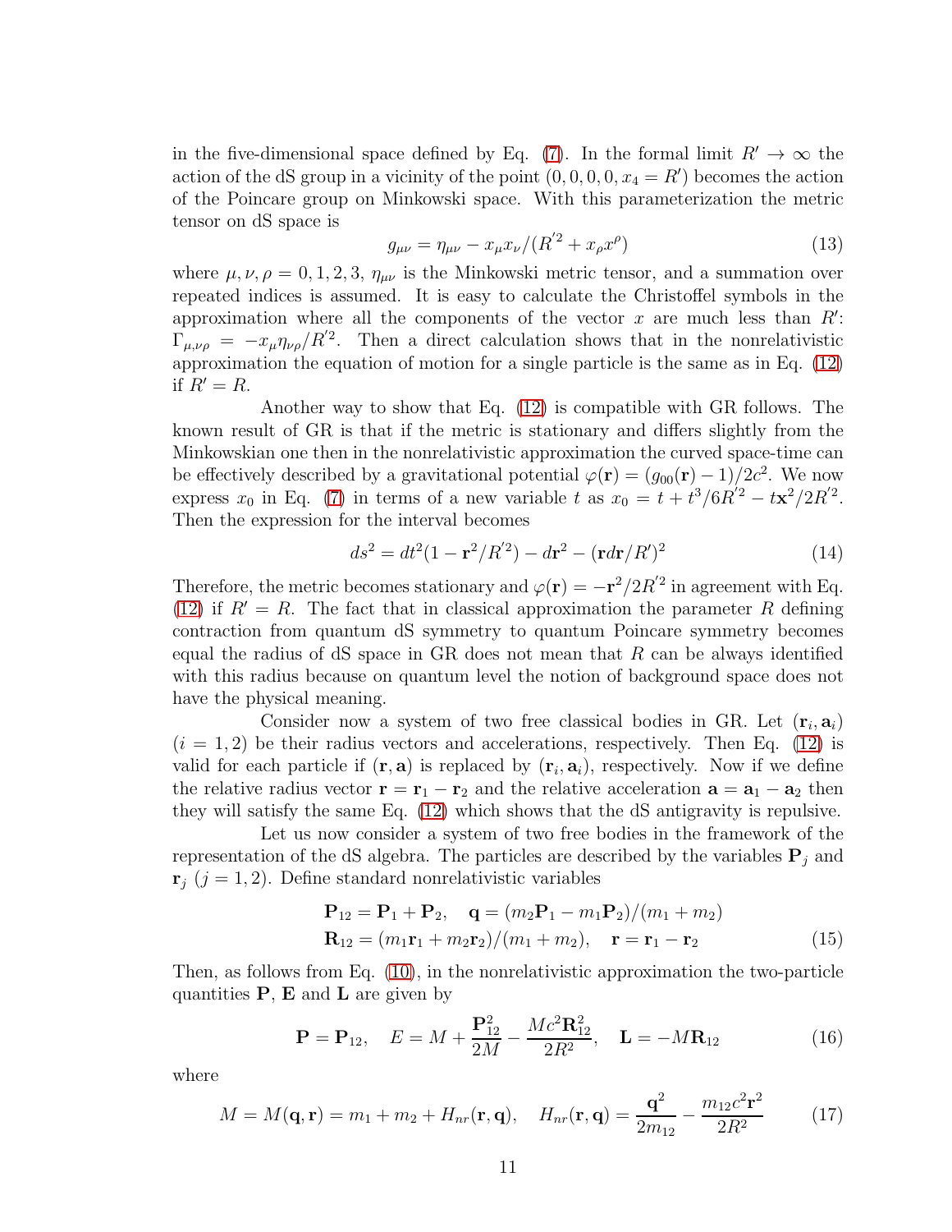in the five-dimensional space defined by Eq. (7). In the formal limit $R' \to \infty$ the action of the dS group in a vicinity of the point $(0, 0, 0, 0, x_4 = R')$ becomes the action of the Poincare group on Minkowski space. With this parameterization the metric tensor on dS space is

$$g_{\mu\nu} = \eta_{\mu\nu} - x_\mu x_\nu/(R^{'2} + x_\rho x^\rho) \tag{13}$$

where $\mu, \nu, \rho = 0, 1, 2, 3$, $\eta_{\mu\nu}$ is the Minkowski metric tensor, and a summation over repeated indices is assumed. It is easy to calculate the Christoffel symbols in the approximation where all the components of the vector $x$ are much less than $R'$: $\Gamma_{\mu,\nu\rho} = -x_\mu \eta_{\nu\rho}/R^{'2}$. Then a direct calculation shows that in the nonrelativistic approximation the equation of motion for a single particle is the same as in Eq. (12) if $R' = R$.

Another way to show that Eq. (12) is compatible with GR follows. The known result of GR is that if the metric is stationary and differs slightly from the Minkowskian one then in the nonrelativistic approximation the curved space-time can be effectively described by a gravitational potential $\varphi(\mathbf{r}) = (g_{00}(\mathbf{r}) - 1)/2c^2$. We now express $x_0$ in Eq. (7) in terms of a new variable $t$ as $x_0 = t + t^3/6R^{'2} - t\mathbf{x}^2/2R^{'2}$. Then the expression for the interval becomes

$$ds^2 = dt^2(1 - \mathbf{r}^2/R^{'2}) - d\mathbf{r}^2 - (\mathbf{r}d\mathbf{r}/R')^2 \tag{14}$$

Therefore, the metric becomes stationary and $\varphi(\mathbf{r}) = -\mathbf{r}^2/2R^{'2}$ in agreement with Eq. (12) if $R' = R$. The fact that in classical approximation the parameter $R$ defining contraction from quantum dS symmetry to quantum Poincare symmetry becomes equal the radius of dS space in GR does not mean that $R$ can be always identified with this radius because on quantum level the notion of background space does not have the physical meaning.

Consider now a system of two free classical bodies in GR. Let $(\mathbf{r}_i, \mathbf{a}_i)$ $(i = 1, 2)$ be their radius vectors and accelerations, respectively. Then Eq. (12) is valid for each particle if $(\mathbf{r}, \mathbf{a})$ is replaced by $(\mathbf{r}_i, \mathbf{a}_i)$, respectively. Now if we define the relative radius vector $\mathbf{r} = \mathbf{r}_1 - \mathbf{r}_2$ and the relative acceleration $\mathbf{a} = \mathbf{a}_1 - \mathbf{a}_2$ then they will satisfy the same Eq. (12) which shows that the dS antigravity is repulsive.

Let us now consider a system of two free bodies in the framework of the representation of the dS algebra. The particles are described by the variables $\mathbf{P}_j$ and $\mathbf{r}_j$ $(j = 1, 2)$. Define standard nonrelativistic variables

$$\mathbf{P}_{12} = \mathbf{P}_1 + \mathbf{P}_2, \quad \mathbf{q} = (m_2\mathbf{P}_1 - m_1\mathbf{P}_2)/(m_1 + m_2)$$
$$\mathbf{R}_{12} = (m_1\mathbf{r}_1 + m_2\mathbf{r}_2)/(m_1 + m_2), \quad \mathbf{r} = \mathbf{r}_1 - \mathbf{r}_2 \tag{15}$$

Then, as follows from Eq. (10), in the nonrelativistic approximation the two-particle quantities $\mathbf{P}$, $\mathbf{E}$ and $\mathbf{L}$ are given by

$$\mathbf{P} = \mathbf{P}_{12}, \quad E = M + \frac{\mathbf{P}_{12}^2}{2M} - \frac{Mc^2\mathbf{R}_{12}^2}{2R^2}, \quad \mathbf{L} = -M\mathbf{R}_{12} \tag{16}$$

where

$$M = M(\mathbf{q}, \mathbf{r}) = m_1 + m_2 + H_{nr}(\mathbf{r}, \mathbf{q}), \quad H_{nr}(\mathbf{r}, \mathbf{q}) = \frac{\mathbf{q}^2}{2m_{12}} - \frac{m_{12}c^2\mathbf{r}^2}{2R^2} \tag{17}$$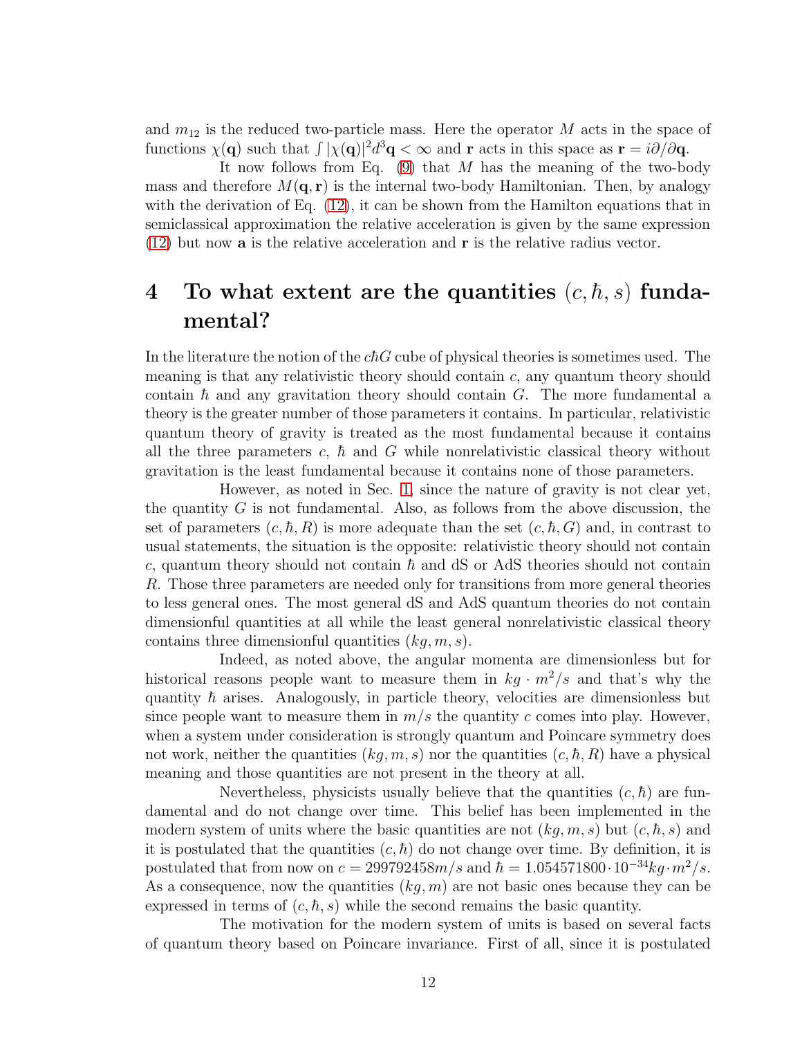and $m_{12}$ is the reduced two-particle mass. Here the operator $M$ acts in the space of functions $\chi(\mathbf{q})$ such that $\int |\chi(\mathbf{q})|^2 d^3\mathbf{q} < \infty$ and $\mathbf{r}$ acts in this space as $\mathbf{r} = i\partial/\partial\mathbf{q}$.

It now follows from Eq. (9) that $M$ has the meaning of the two-body mass and therefore $M(\mathbf{q}, \mathbf{r})$ is the internal two-body Hamiltonian. Then, by analogy with the derivation of Eq. (12), it can be shown from the Hamilton equations that in semiclassical approximation the relative acceleration is given by the same expression (12) but now $\mathbf{a}$ is the relative acceleration and $\mathbf{r}$ is the relative radius vector.

# 4 To what extent are the quantities $(c, \hbar, s)$ fundamental?

In the literature the notion of the $c\hbar G$ cube of physical theories is sometimes used. The meaning is that any relativistic theory should contain $c$, any quantum theory should contain $\hbar$ and any gravitation theory should contain $G$. The more fundamental a theory is the greater number of those parameters it contains. In particular, relativistic quantum theory of gravity is treated as the most fundamental because it contains all the three parameters $c$, $\hbar$ and $G$ while nonrelativistic classical theory without gravitation is the least fundamental because it contains none of those parameters.

However, as noted in Sec. 1, since the nature of gravity is not clear yet, the quantity $G$ is not fundamental. Also, as follows from the above discussion, the set of parameters $(c, \hbar, R)$ is more adequate than the set $(c, \hbar, G)$ and, in contrast to usual statements, the situation is the opposite: relativistic theory should not contain $c$, quantum theory should not contain $\hbar$ and dS or AdS theories should not contain $R$. Those three parameters are needed only for transitions from more general theories to less general ones. The most general dS and AdS quantum theories do not contain dimensionful quantities at all while the least general nonrelativistic classical theory contains three dimensionful quantities $(kg, m, s)$.

Indeed, as noted above, the angular momenta are dimensionless but for historical reasons people want to measure them in $kg \cdot m^2/s$ and that's why the quantity $\hbar$ arises. Analogously, in particle theory, velocities are dimensionless but since people want to measure them in $m/s$ the quantity $c$ comes into play. However, when a system under consideration is strongly quantum and Poincare symmetry does not work, neither the quantities $(kg, m, s)$ nor the quantities $(c, \hbar, R)$ have a physical meaning and those quantities are not present in the theory at all.

Nevertheless, physicists usually believe that the quantities $(c, \hbar)$ are fundamental and do not change over time. This belief has been implemented in the modern system of units where the basic quantities are not $(kg, m, s)$ but $(c, \hbar, s)$ and it is postulated that the quantities $(c, \hbar)$ do not change over time. By definition, it is postulated that from now on $c = 299792458 m/s$ and $\hbar = 1.054571800 \cdot 10^{-34} kg \cdot m^2/s$. As a consequence, now the quantities $(kg, m)$ are not basic ones because they can be expressed in terms of $(c, \hbar, s)$ while the second remains the basic quantity.

The motivation for the modern system of units is based on several facts of quantum theory based on Poincare invariance. First of all, since it is postulated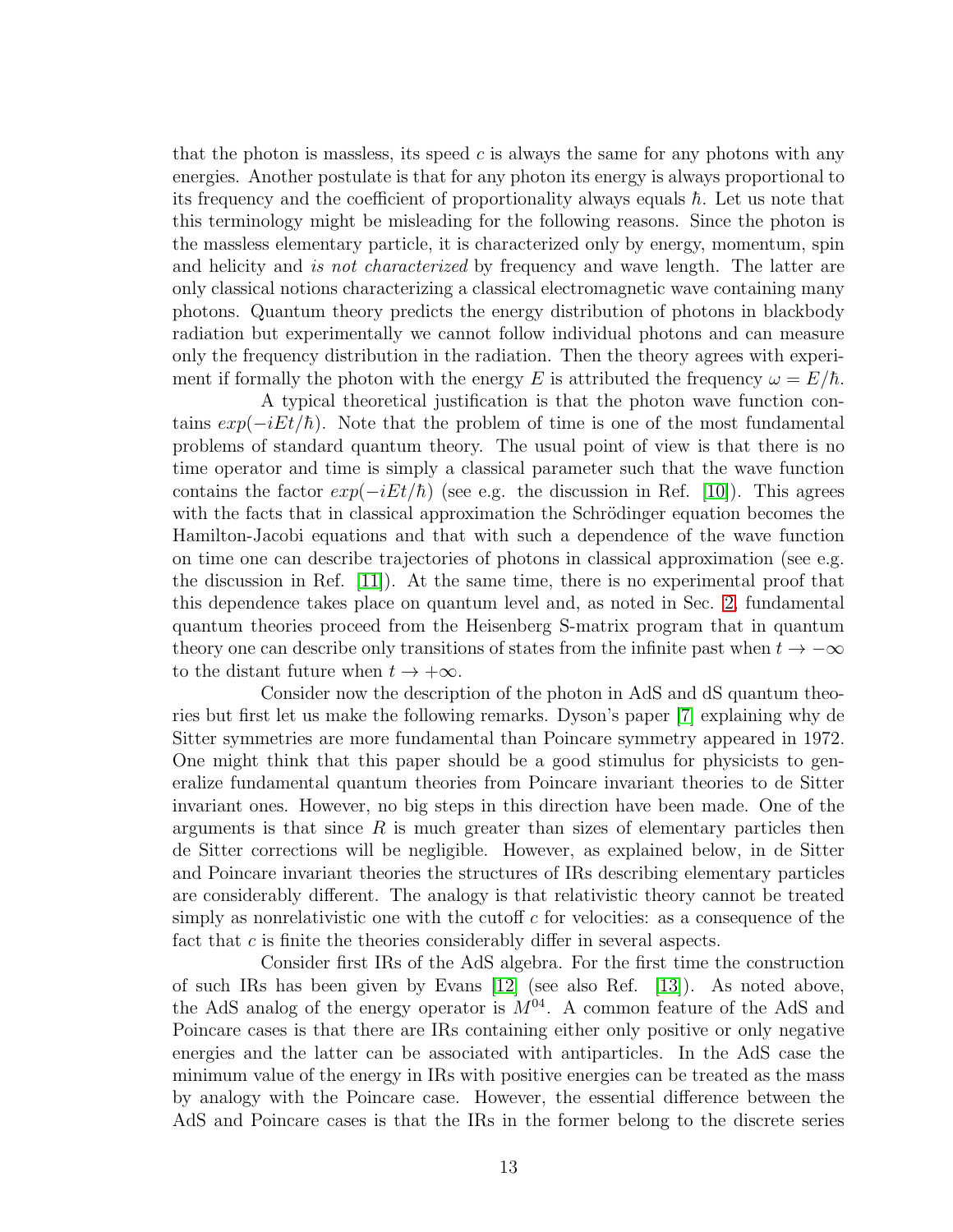that the photon is massless, its speed $c$ is always the same for any photons with any energies. Another postulate is that for any photon its energy is always proportional to its frequency and the coefficient of proportionality always equals $\hbar$. Let us note that this terminology might be misleading for the following reasons. Since the photon is the massless elementary particle, it is characterized only by energy, momentum, spin and helicity and *is not characterized* by frequency and wave length. The latter are only classical notions characterizing a classical electromagnetic wave containing many photons. Quantum theory predicts the energy distribution of photons in blackbody radiation but experimentally we cannot follow individual photons and can measure only the frequency distribution in the radiation. Then the theory agrees with experiment if formally the photon with the energy $E$ is attributed the frequency $\omega = E/\hbar$.

A typical theoretical justification is that the photon wave function contains $exp(-iEt/\hbar)$. Note that the problem of time is one of the most fundamental problems of standard quantum theory. The usual point of view is that there is no time operator and time is simply a classical parameter such that the wave function contains the factor $exp(-iEt/\hbar)$ (see e.g. the discussion in Ref. [10]). This agrees with the facts that in classical approximation the Schrödinger equation becomes the Hamilton-Jacobi equations and that with such a dependence of the wave function on time one can describe trajectories of photons in classical approximation (see e.g. the discussion in Ref. [11]). At the same time, there is no experimental proof that this dependence takes place on quantum level and, as noted in Sec. 2, fundamental quantum theories proceed from the Heisenberg S-matrix program that in quantum theory one can describe only transitions of states from the infinite past when $t \to -\infty$ to the distant future when $t \to +\infty$.

Consider now the description of the photon in AdS and dS quantum theories but first let us make the following remarks. Dyson's paper [7] explaining why de Sitter symmetries are more fundamental than Poincare symmetry appeared in 1972. One might think that this paper should be a good stimulus for physicists to generalize fundamental quantum theories from Poincare invariant theories to de Sitter invariant ones. However, no big steps in this direction have been made. One of the arguments is that since $R$ is much greater than sizes of elementary particles then de Sitter corrections will be negligible. However, as explained below, in de Sitter and Poincare invariant theories the structures of IRs describing elementary particles are considerably different. The analogy is that relativistic theory cannot be treated simply as nonrelativistic one with the cutoff $c$ for velocities: as a consequence of the fact that $c$ is finite the theories considerably differ in several aspects.

Consider first IRs of the AdS algebra. For the first time the construction of such IRs has been given by Evans [12] (see also Ref. [13]). As noted above, the AdS analog of the energy operator is $M^{04}$. A common feature of the AdS and Poincare cases is that there are IRs containing either only positive or only negative energies and the latter can be associated with antiparticles. In the AdS case the minimum value of the energy in IRs with positive energies can be treated as the mass by analogy with the Poincare case. However, the essential difference between the AdS and Poincare cases is that the IRs in the former belong to the discrete series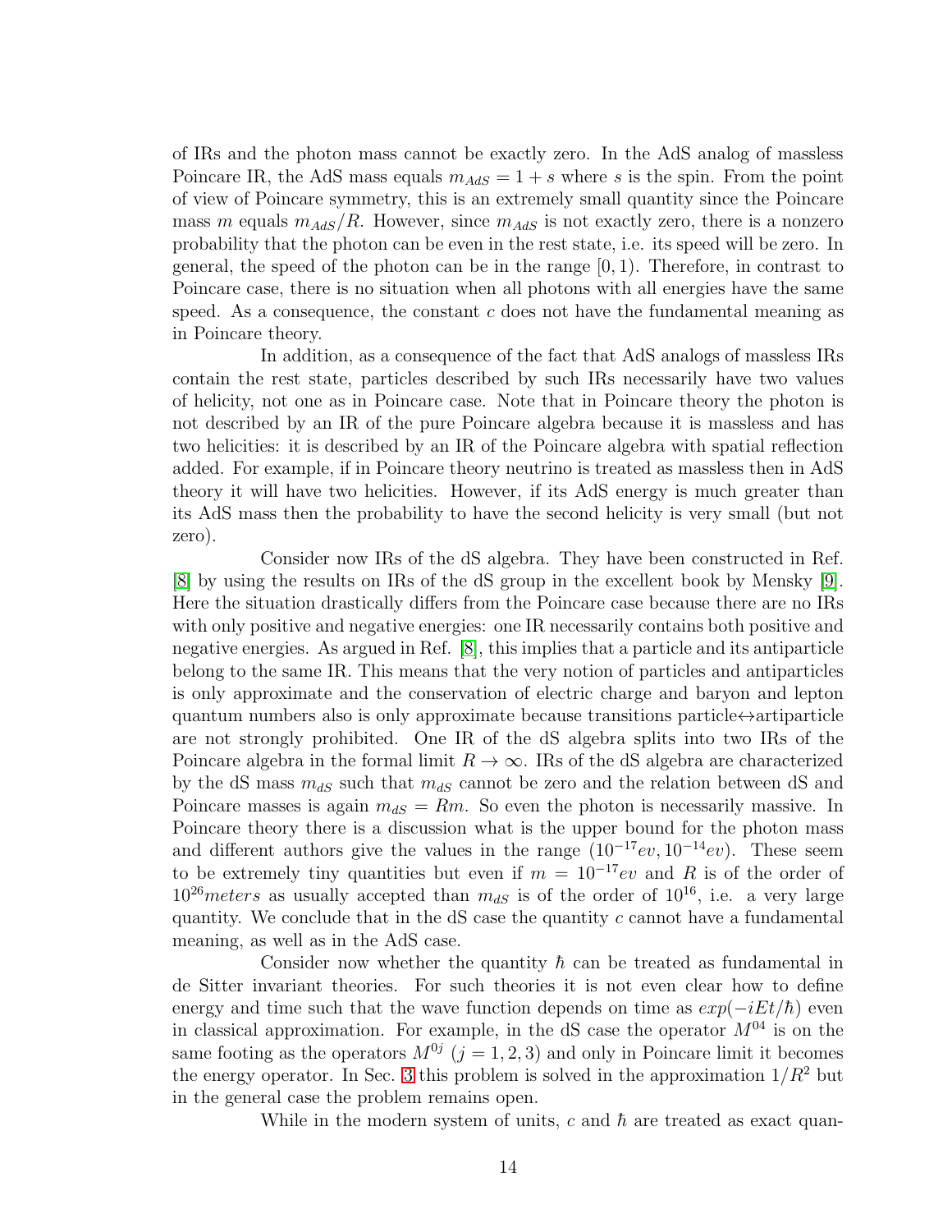of IRs and the photon mass cannot be exactly zero. In the AdS analog of massless Poincare IR, the AdS mass equals $m_{AdS} = 1 + s$ where $s$ is the spin. From the point of view of Poincare symmetry, this is an extremely small quantity since the Poincare mass $m$ equals $m_{AdS}/R$. However, since $m_{AdS}$ is not exactly zero, there is a nonzero probability that the photon can be even in the rest state, i.e. its speed will be zero. In general, the speed of the photon can be in the range $[0, 1)$. Therefore, in contrast to Poincare case, there is no situation when all photons with all energies have the same speed. As a consequence, the constant $c$ does not have the fundamental meaning as in Poincare theory.

In addition, as a consequence of the fact that AdS analogs of massless IRs contain the rest state, particles described by such IRs necessarily have two values of helicity, not one as in Poincare case. Note that in Poincare theory the photon is not described by an IR of the pure Poincare algebra because it is massless and has two helicities: it is described by an IR of the Poincare algebra with spatial reflection added. For example, if in Poincare theory neutrino is treated as massless then in AdS theory it will have two helicities. However, if its AdS energy is much greater than its AdS mass then the probability to have the second helicity is very small (but not zero).

Consider now IRs of the dS algebra. They have been constructed in Ref. [8] by using the results on IRs of the dS group in the excellent book by Mensky [9]. Here the situation drastically differs from the Poincare case because there are no IRs with only positive and negative energies: one IR necessarily contains both positive and negative energies. As argued in Ref. [8], this implies that a particle and its antiparticle belong to the same IR. This means that the very notion of particles and antiparticles is only approximate and the conservation of electric charge and baryon and lepton quantum numbers also is only approximate because transitions particle↔artiparticle are not strongly prohibited. One IR of the dS algebra splits into two IRs of the Poincare algebra in the formal limit $R \to \infty$. IRs of the dS algebra are characterized by the dS mass $m_{dS}$ such that $m_{dS}$ cannot be zero and the relation between dS and Poincare masses is again $m_{dS} = Rm$. So even the photon is necessarily massive. In Poincare theory there is a discussion what is the upper bound for the photon mass and different authors give the values in the range $(10^{-17}ev, 10^{-14}ev)$. These seem to be extremely tiny quantities but even if $m = 10^{-17}ev$ and $R$ is of the order of $10^{26}meters$ as usually accepted than $m_{dS}$ is of the order of $10^{16}$, i.e. a very large quantity. We conclude that in the dS case the quantity $c$ cannot have a fundamental meaning, as well as in the AdS case.

Consider now whether the quantity $\hbar$ can be treated as fundamental in de Sitter invariant theories. For such theories it is not even clear how to define energy and time such that the wave function depends on time as $exp(-iEt/\hbar)$ even in classical approximation. For example, in the dS case the operator $M^{04}$ is on the same footing as the operators $M^{0j}$ $(j = 1, 2, 3)$ and only in Poincare limit it becomes the energy operator. In Sec. 3 this problem is solved in the approximation $1/R^2$ but in the general case the problem remains open.

While in the modern system of units, $c$ and $\hbar$ are treated as exact quan-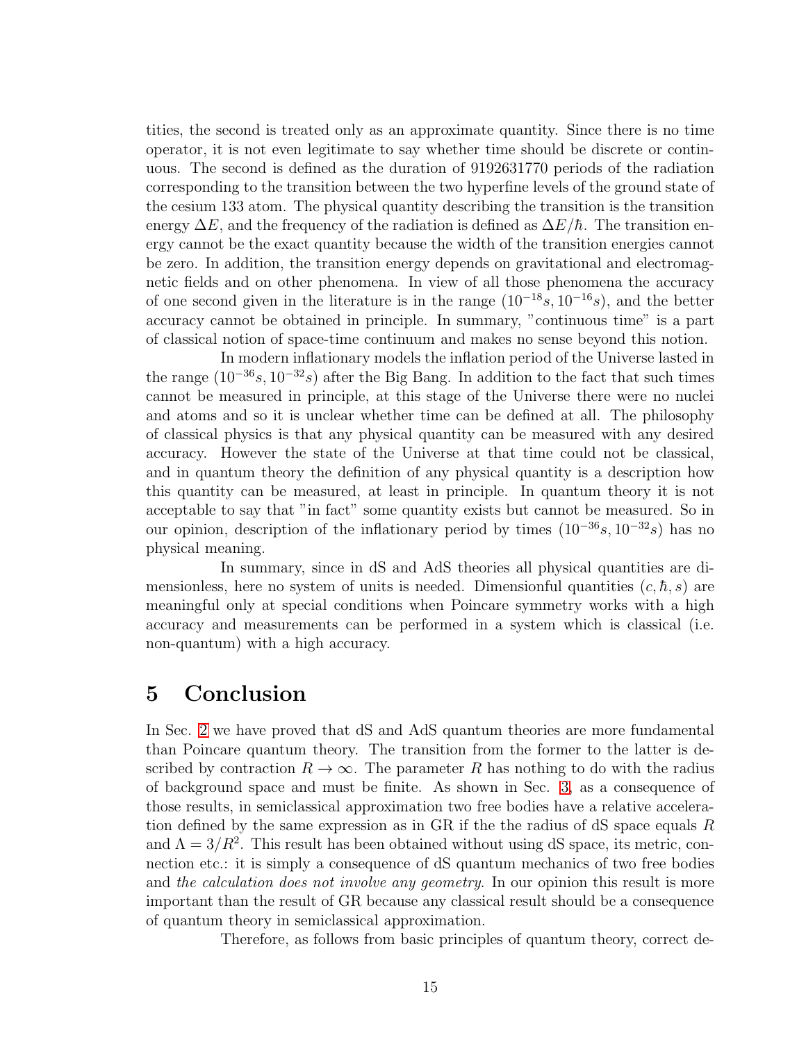tities, the second is treated only as an approximate quantity. Since there is no time operator, it is not even legitimate to say whether time should be discrete or continuous. The second is defined as the duration of 9192631770 periods of the radiation corresponding to the transition between the two hyperfine levels of the ground state of the cesium 133 atom. The physical quantity describing the transition is the transition energy $\Delta E$, and the frequency of the radiation is defined as $\Delta E/\hbar$. The transition energy cannot be the exact quantity because the width of the transition energies cannot be zero. In addition, the transition energy depends on gravitational and electromagnetic fields and on other phenomena. In view of all those phenomena the accuracy of one second given in the literature is in the range $(10^{-18}s, 10^{-16}s)$, and the better accuracy cannot be obtained in principle. In summary, "continuous time" is a part of classical notion of space-time continuum and makes no sense beyond this notion.

In modern inflationary models the inflation period of the Universe lasted in the range $(10^{-36}s, 10^{-32}s)$ after the Big Bang. In addition to the fact that such times cannot be measured in principle, at this stage of the Universe there were no nuclei and atoms and so it is unclear whether time can be defined at all. The philosophy of classical physics is that any physical quantity can be measured with any desired accuracy. However the state of the Universe at that time could not be classical, and in quantum theory the definition of any physical quantity is a description how this quantity can be measured, at least in principle. In quantum theory it is not acceptable to say that "in fact" some quantity exists but cannot be measured. So in our opinion, description of the inflationary period by times $(10^{-36}s, 10^{-32}s)$ has no physical meaning.

In summary, since in dS and AdS theories all physical quantities are dimensionless, here no system of units is needed. Dimensionful quantities $(c, \hbar, s)$ are meaningful only at special conditions when Poincare symmetry works with a high accuracy and measurements can be performed in a system which is classical (i.e. non-quantum) with a high accuracy.

# 5 Conclusion

In Sec. 2 we have proved that dS and AdS quantum theories are more fundamental than Poincare quantum theory. The transition from the former to the latter is described by contraction $R \to \infty$. The parameter $R$ has nothing to do with the radius of background space and must be finite. As shown in Sec. 3, as a consequence of those results, in semiclassical approximation two free bodies have a relative acceleration defined by the same expression as in GR if the the radius of dS space equals $R$ and $\Lambda = 3/R^2$. This result has been obtained without using dS space, its metric, connection etc.: it is simply a consequence of dS quantum mechanics of two free bodies and *the calculation does not involve any geometry*. In our opinion this result is more important than the result of GR because any classical result should be a consequence of quantum theory in semiclassical approximation.

Therefore, as follows from basic principles of quantum theory, correct de-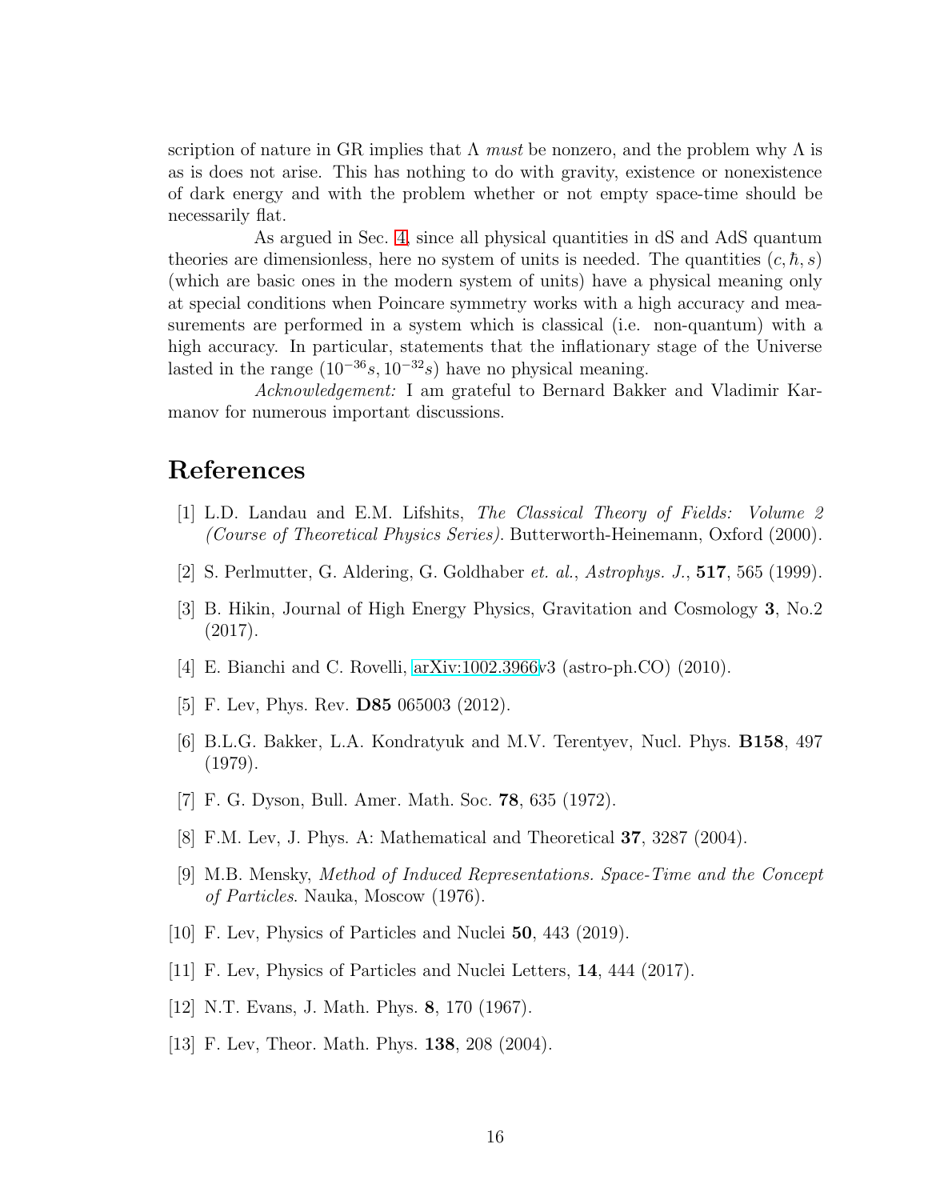scription of nature in GR implies that $\Lambda$ *must* be nonzero, and the problem why $\Lambda$ is as is does not arise. This has nothing to do with gravity, existence or nonexistence of dark energy and with the problem whether or not empty space-time should be necessarily flat.

As argued in Sec. 4, since all physical quantities in dS and AdS quantum theories are dimensionless, here no system of units is needed. The quantities $(c, \hbar, s)$ (which are basic ones in the modern system of units) have a physical meaning only at special conditions when Poincare symmetry works with a high accuracy and measurements are performed in a system which is classical (i.e. non-quantum) with a high accuracy. In particular, statements that the inflationary stage of the Universe lasted in the range $(10^{-36}s, 10^{-32}s)$ have no physical meaning.

*Acknowledgement:* I am grateful to Bernard Bakker and Vladimir Karmanov for numerous important discussions.

# References

[1] L.D. Landau and E.M. Lifshits, *The Classical Theory of Fields: Volume 2 (Course of Theoretical Physics Series)*. Butterworth-Heinemann, Oxford (2000).

[2] S. Perlmutter, G. Aldering, G. Goldhaber *et. al.*, *Astrophys. J.*, **517**, 565 (1999).

[3] B. Hikin, Journal of High Energy Physics, Gravitation and Cosmology **3**, No.2 (2017).

[4] E. Bianchi and C. Rovelli, arXiv:1002.3966v3 (astro-ph.CO) (2010).

[5] F. Lev, Phys. Rev. **D85** 065003 (2012).

[6] B.L.G. Bakker, L.A. Kondratyuk and M.V. Terentyev, Nucl. Phys. **B158**, 497 (1979).

[7] F. G. Dyson, Bull. Amer. Math. Soc. **78**, 635 (1972).

[8] F.M. Lev, J. Phys. A: Mathematical and Theoretical **37**, 3287 (2004).

[9] M.B. Mensky, *Method of Induced Representations. Space-Time and the Concept of Particles*. Nauka, Moscow (1976).

[10] F. Lev, Physics of Particles and Nuclei **50**, 443 (2019).

[11] F. Lev, Physics of Particles and Nuclei Letters, **14**, 444 (2017).

[12] N.T. Evans, J. Math. Phys. **8**, 170 (1967).

[13] F. Lev, Theor. Math. Phys. **138**, 208 (2004).